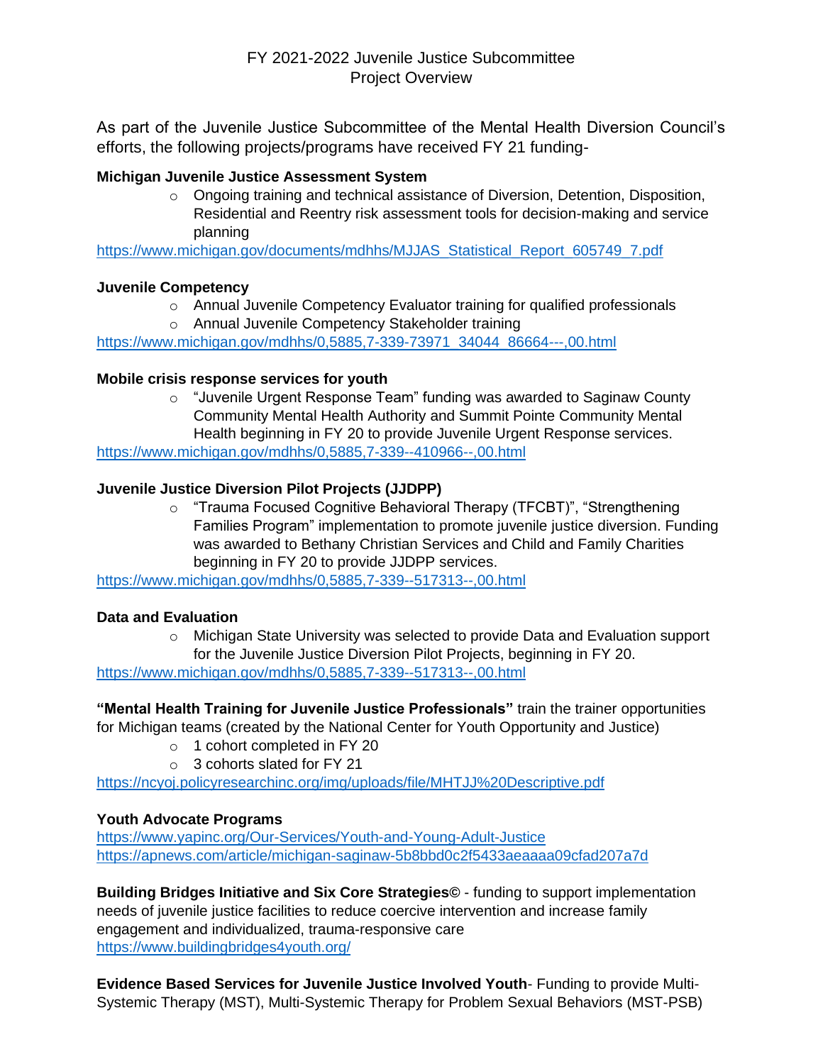# FY 2021-2022 Juvenile Justice Subcommittee
## Project Overview

As part of the Juvenile Justice Subcommittee of the Mental Health Diversion Council's efforts, the following projects/programs have received FY 21 funding-

**Michigan Juvenile Justice Assessment System**

- Ongoing training and technical assistance of Diversion, Detention, Disposition, Residential and Reentry risk assessment tools for decision-making and service planning

https://www.michigan.gov/documents/mdhhs/MJJAS_Statistical_Report_605749_7.pdf

**Juvenile Competency**

- Annual Juvenile Competency Evaluator training for qualified professionals
- Annual Juvenile Competency Stakeholder training

https://www.michigan.gov/mdhhs/0,5885,7-339-73971_34044_86664---,00.html

**Mobile crisis response services for youth**

- "Juvenile Urgent Response Team" funding was awarded to Saginaw County Community Mental Health Authority and Summit Pointe Community Mental Health beginning in FY 20 to provide Juvenile Urgent Response services.

https://www.michigan.gov/mdhhs/0,5885,7-339--410966--,00.html

**Juvenile Justice Diversion Pilot Projects (JJDPP)**

- "Trauma Focused Cognitive Behavioral Therapy (TFCBT)", "Strengthening Families Program" implementation to promote juvenile justice diversion. Funding was awarded to Bethany Christian Services and Child and Family Charities beginning in FY 20 to provide JJDPP services.

https://www.michigan.gov/mdhhs/0,5885,7-339--517313--,00.html

**Data and Evaluation**

- Michigan State University was selected to provide Data and Evaluation support for the Juvenile Justice Diversion Pilot Projects, beginning in FY 20.

https://www.michigan.gov/mdhhs/0,5885,7-339--517313--,00.html

**"Mental Health Training for Juvenile Justice Professionals"** train the trainer opportunities for Michigan teams (created by the National Center for Youth Opportunity and Justice)

- 1 cohort completed in FY 20
- 3 cohorts slated for FY 21

https://ncyoj.policyresearchinc.org/img/uploads/file/MHTJJ%20Descriptive.pdf

**Youth Advocate Programs**

https://www.yapinc.org/Our-Services/Youth-and-Young-Adult-Justice
https://apnews.com/article/michigan-saginaw-5b8bbd0c2f5433aeaaaa09cfad207a7d

**Building Bridges Initiative and Six Core Strategies©** - funding to support implementation needs of juvenile justice facilities to reduce coercive intervention and increase family engagement and individualized, trauma-responsive care
https://www.buildingbridges4youth.org/

**Evidence Based Services for Juvenile Justice Involved Youth**- Funding to provide Multi-Systemic Therapy (MST), Multi-Systemic Therapy for Problem Sexual Behaviors (MST-PSB)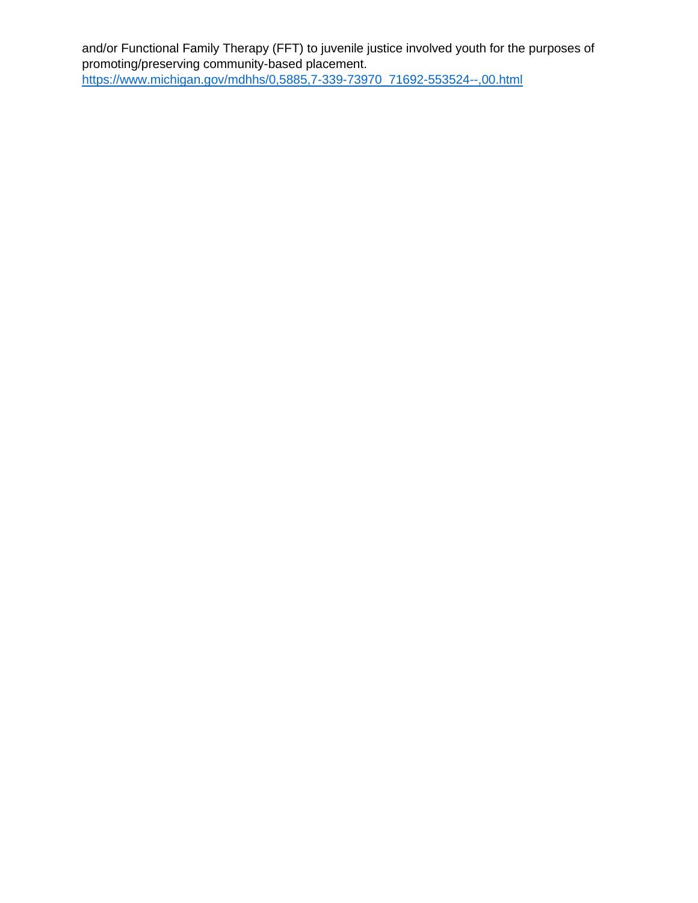and/or Functional Family Therapy (FFT) to juvenile justice involved youth for the purposes of promoting/preserving community-based placement.
https://www.michigan.gov/mdhhs/0,5885,7-339-73970_71692-553524--,00.html